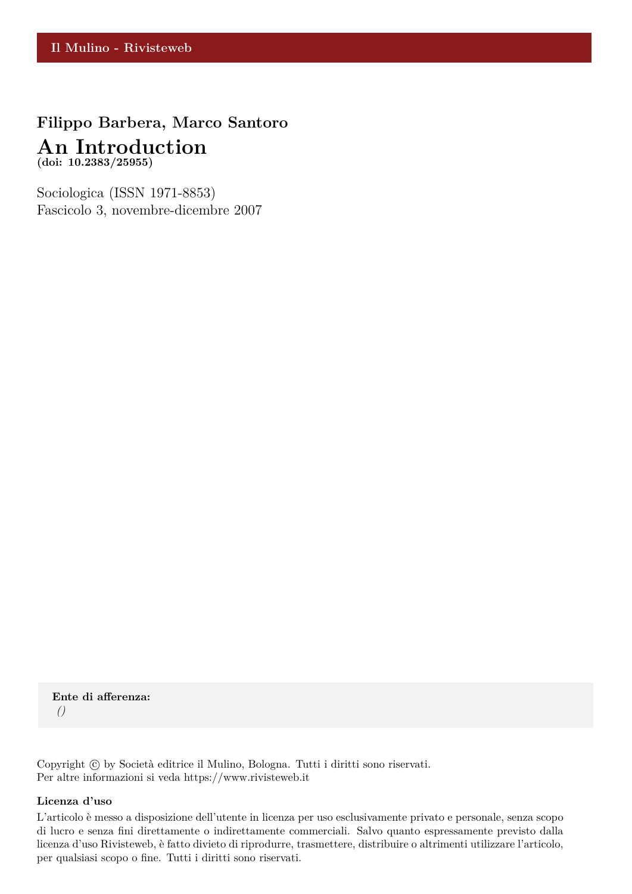Il Mulino - Rivisteweb

**Filippo Barbera, Marco Santoro**

# An Introduction

**(doi: 10.2383/25955)**

Sociologica (ISSN 1971-8853)
Fascicolo 3, novembre-dicembre 2007

**Ente di afferenza:**
*()*

Copyright © by Società editrice il Mulino, Bologna. Tutti i diritti sono riservati.
Per altre informazioni si veda https://www.rivisteweb.it

**Licenza d'uso**

L'articolo è messo a disposizione dell'utente in licenza per uso esclusivamente privato e personale, senza scopo di lucro e senza fini direttamente o indirettamente commerciali. Salvo quanto espressamente previsto dalla licenza d'uso Rivisteweb, è fatto divieto di riprodurre, trasmettere, distribuire o altrimenti utilizzare l'articolo, per qualsiasi scopo o fine. Tutti i diritti sono riservati.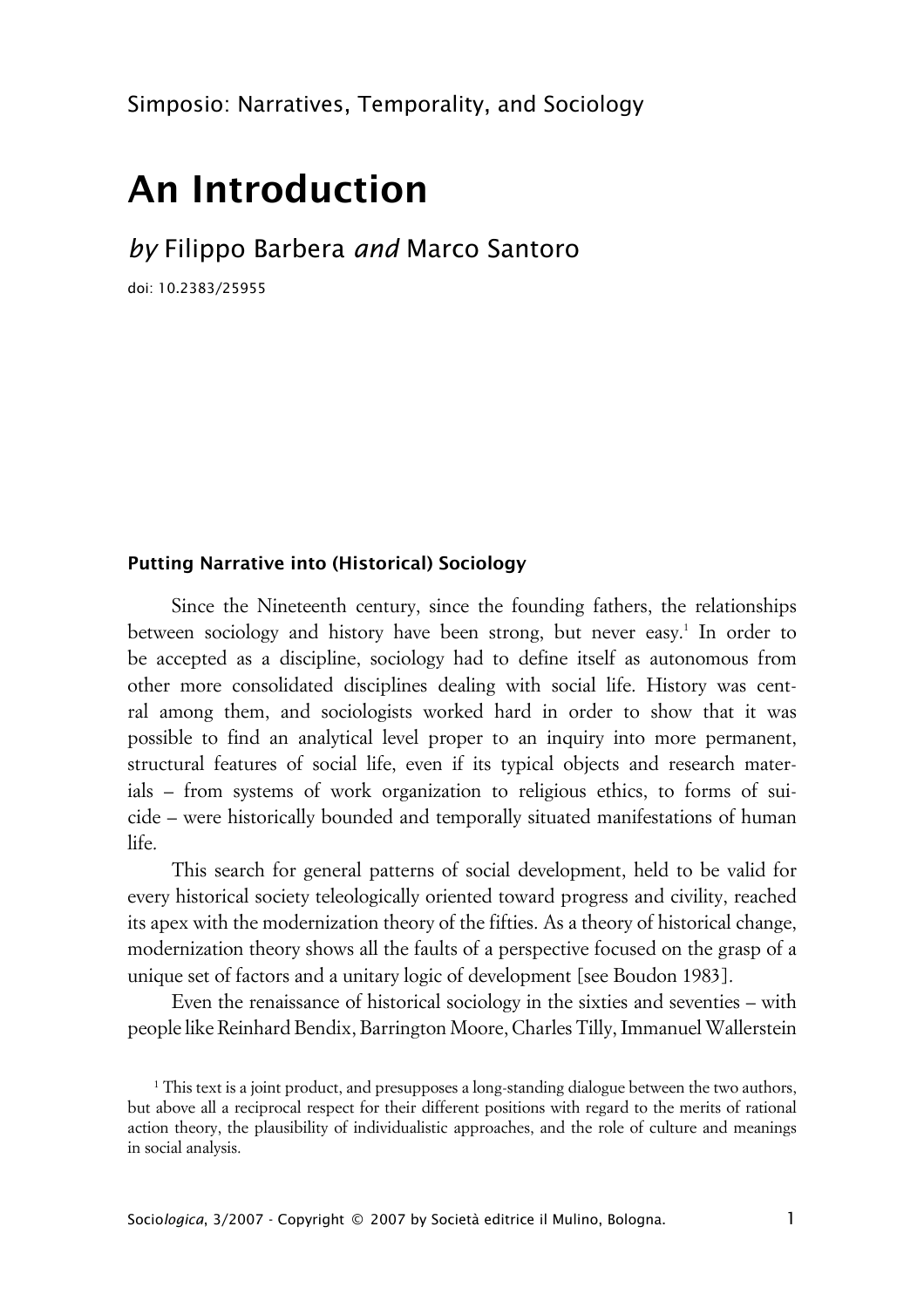Simposio: Narratives, Temporality, and Sociology

# An Introduction

## *by* Filippo Barbera *and* Marco Santoro

doi: 10.2383/25955

### Putting Narrative into (Historical) Sociology

Since the Nineteenth century, since the founding fathers, the relationships between sociology and history have been strong, but never easy.[1] In order to be accepted as a discipline, sociology had to define itself as autonomous from other more consolidated disciplines dealing with social life. History was central among them, and sociologists worked hard in order to show that it was possible to find an analytical level proper to an inquiry into more permanent, structural features of social life, even if its typical objects and research materials – from systems of work organization to religious ethics, to forms of suicide – were historically bounded and temporally situated manifestations of human life.

This search for general patterns of social development, held to be valid for every historical society teleologically oriented toward progress and civility, reached its apex with the modernization theory of the fifties. As a theory of historical change, modernization theory shows all the faults of a perspective focused on the grasp of a unique set of factors and a unitary logic of development [see Boudon 1983].

Even the renaissance of historical sociology in the sixties and seventies – with people like Reinhard Bendix, Barrington Moore, Charles Tilly, Immanuel Wallerstein

[1] This text is a joint product, and presupposes a long-standing dialogue between the two authors, but above all a reciprocal respect for their different positions with regard to the merits of rational action theory, the plausibility of individualistic approaches, and the role of culture and meanings in social analysis.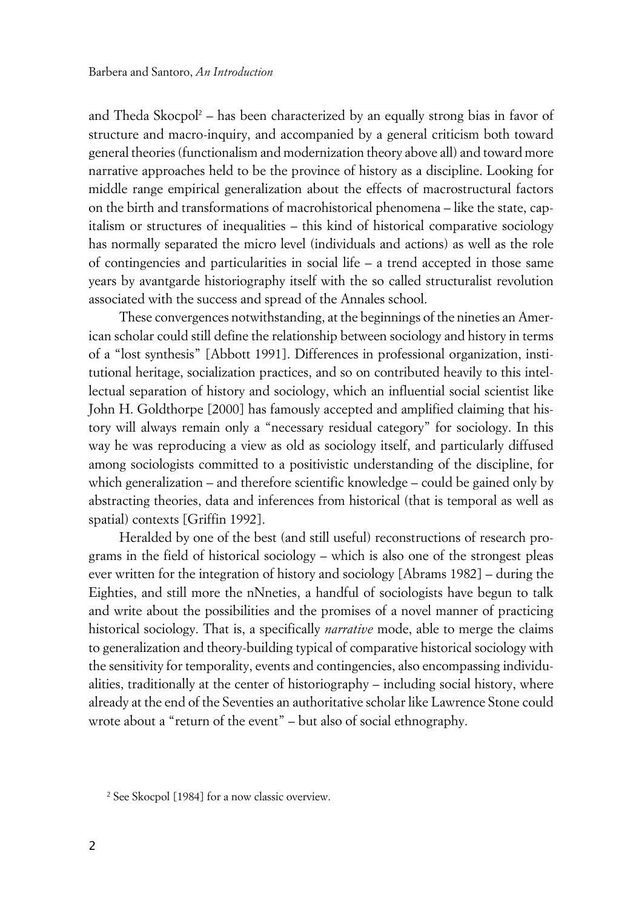and Theda Skocpol[2] – has been characterized by an equally strong bias in favor of structure and macro-inquiry, and accompanied by a general criticism both toward general theories (functionalism and modernization theory above all) and toward more narrative approaches held to be the province of history as a discipline. Looking for middle range empirical generalization about the effects of macrostructural factors on the birth and transformations of macrohistorical phenomena – like the state, capitalism or structures of inequalities – this kind of historical comparative sociology has normally separated the micro level (individuals and actions) as well as the role of contingencies and particularities in social life – a trend accepted in those same years by avantgarde historiography itself with the so called structuralist revolution associated with the success and spread of the Annales school.

These convergences notwithstanding, at the beginnings of the nineties an American scholar could still define the relationship between sociology and history in terms of a "lost synthesis" [Abbott 1991]. Differences in professional organization, institutional heritage, socialization practices, and so on contributed heavily to this intellectual separation of history and sociology, which an influential social scientist like John H. Goldthorpe [2000] has famously accepted and amplified claiming that history will always remain only a "necessary residual category" for sociology. In this way he was reproducing a view as old as sociology itself, and particularly diffused among sociologists committed to a positivistic understanding of the discipline, for which generalization – and therefore scientific knowledge – could be gained only by abstracting theories, data and inferences from historical (that is temporal as well as spatial) contexts [Griffin 1992].

Heralded by one of the best (and still useful) reconstructions of research programs in the field of historical sociology – which is also one of the strongest pleas ever written for the integration of history and sociology [Abrams 1982] – during the Eighties, and still more the nNneties, a handful of sociologists have begun to talk and write about the possibilities and the promises of a novel manner of practicing historical sociology. That is, a specifically *narrative* mode, able to merge the claims to generalization and theory-building typical of comparative historical sociology with the sensitivity for temporality, events and contingencies, also encompassing individualities, traditionally at the center of historiography – including social history, where already at the end of the Seventies an authoritative scholar like Lawrence Stone could wrote about a "return of the event" – but also of social ethnography.

[2] See Skocpol [1984] for a now classic overview.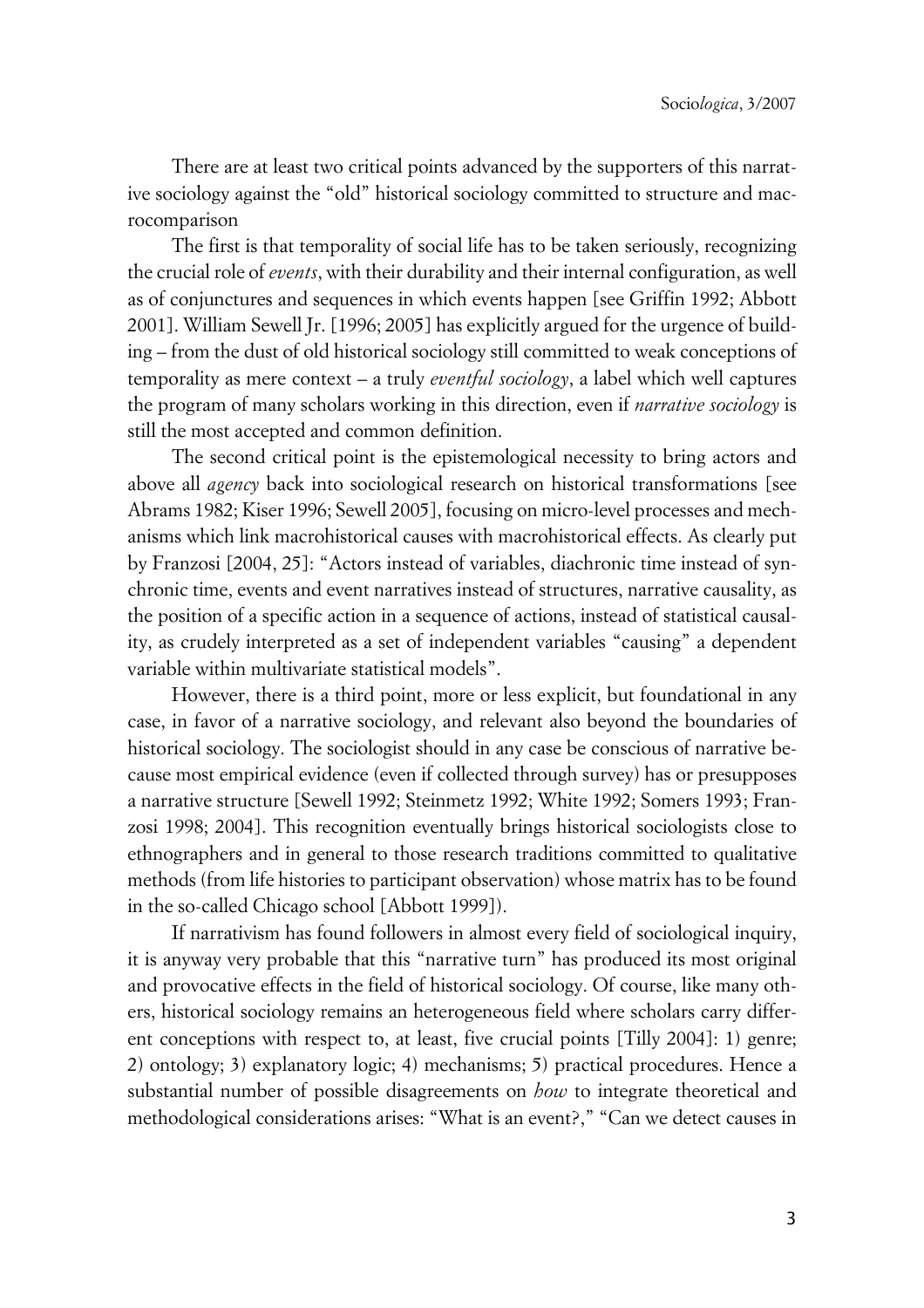There are at least two critical points advanced by the supporters of this narrative sociology against the "old" historical sociology committed to structure and macrocomparison

The first is that temporality of social life has to be taken seriously, recognizing the crucial role of *events*, with their durability and their internal configuration, as well as of conjunctures and sequences in which events happen [see Griffin 1992; Abbott 2001]. William Sewell Jr. [1996; 2005] has explicitly argued for the urgence of building – from the dust of old historical sociology still committed to weak conceptions of temporality as mere context – a truly *eventful sociology*, a label which well captures the program of many scholars working in this direction, even if *narrative sociology* is still the most accepted and common definition.

The second critical point is the epistemological necessity to bring actors and above all *agency* back into sociological research on historical transformations [see Abrams 1982; Kiser 1996; Sewell 2005], focusing on micro-level processes and mechanisms which link macrohistorical causes with macrohistorical effects. As clearly put by Franzosi [2004, 25]: "Actors instead of variables, diachronic time instead of synchronic time, events and event narratives instead of structures, narrative causality, as the position of a specific action in a sequence of actions, instead of statistical causality, as crudely interpreted as a set of independent variables "causing" a dependent variable within multivariate statistical models".

However, there is a third point, more or less explicit, but foundational in any case, in favor of a narrative sociology, and relevant also beyond the boundaries of historical sociology. The sociologist should in any case be conscious of narrative because most empirical evidence (even if collected through survey) has or presupposes a narrative structure [Sewell 1992; Steinmetz 1992; White 1992; Somers 1993; Franzosi 1998; 2004]. This recognition eventually brings historical sociologists close to ethnographers and in general to those research traditions committed to qualitative methods (from life histories to participant observation) whose matrix has to be found in the so-called Chicago school [Abbott 1999]).

If narrativism has found followers in almost every field of sociological inquiry, it is anyway very probable that this "narrative turn" has produced its most original and provocative effects in the field of historical sociology. Of course, like many others, historical sociology remains an heterogeneous field where scholars carry different conceptions with respect to, at least, five crucial points [Tilly 2004]: 1) genre; 2) ontology; 3) explanatory logic; 4) mechanisms; 5) practical procedures. Hence a substantial number of possible disagreements on *how* to integrate theoretical and methodological considerations arises: "What is an event?," "Can we detect causes in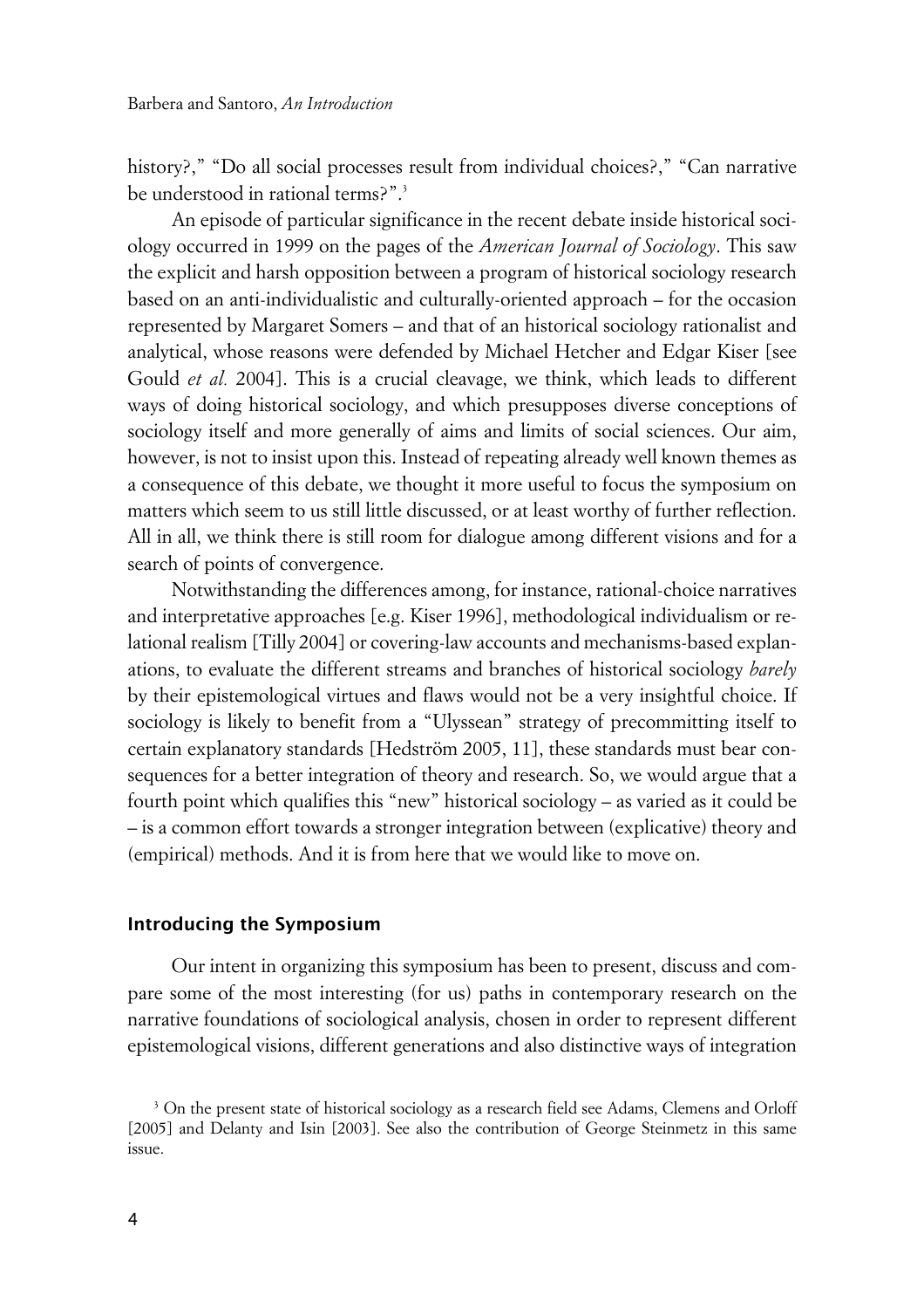history?," "Do all social processes result from individual choices?," "Can narrative be understood in rational terms?".[3]

An episode of particular significance in the recent debate inside historical sociology occurred in 1999 on the pages of the *American Journal of Sociology*. This saw the explicit and harsh opposition between a program of historical sociology research based on an anti-individualistic and culturally-oriented approach – for the occasion represented by Margaret Somers – and that of an historical sociology rationalist and analytical, whose reasons were defended by Michael Hetcher and Edgar Kiser [see Gould *et al.* 2004]. This is a crucial cleavage, we think, which leads to different ways of doing historical sociology, and which presupposes diverse conceptions of sociology itself and more generally of aims and limits of social sciences. Our aim, however, is not to insist upon this. Instead of repeating already well known themes as a consequence of this debate, we thought it more useful to focus the symposium on matters which seem to us still little discussed, or at least worthy of further reflection. All in all, we think there is still room for dialogue among different visions and for a search of points of convergence.

Notwithstanding the differences among, for instance, rational-choice narratives and interpretative approaches [e.g. Kiser 1996], methodological individualism or relational realism [Tilly 2004] or covering-law accounts and mechanisms-based explanations, to evaluate the different streams and branches of historical sociology *barely* by their epistemological virtues and flaws would not be a very insightful choice. If sociology is likely to benefit from a "Ulyssean" strategy of precommitting itself to certain explanatory standards [Hedström 2005, 11], these standards must bear consequences for a better integration of theory and research. So, we would argue that a fourth point which qualifies this "new" historical sociology – as varied as it could be – is a common effort towards a stronger integration between (explicative) theory and (empirical) methods. And it is from here that we would like to move on.

## Introducing the Symposium

Our intent in organizing this symposium has been to present, discuss and compare some of the most interesting (for us) paths in contemporary research on the narrative foundations of sociological analysis, chosen in order to represent different epistemological visions, different generations and also distinctive ways of integration

[3] On the present state of historical sociology as a research field see Adams, Clemens and Orloff [2005] and Delanty and Isin [2003]. See also the contribution of George Steinmetz in this same issue.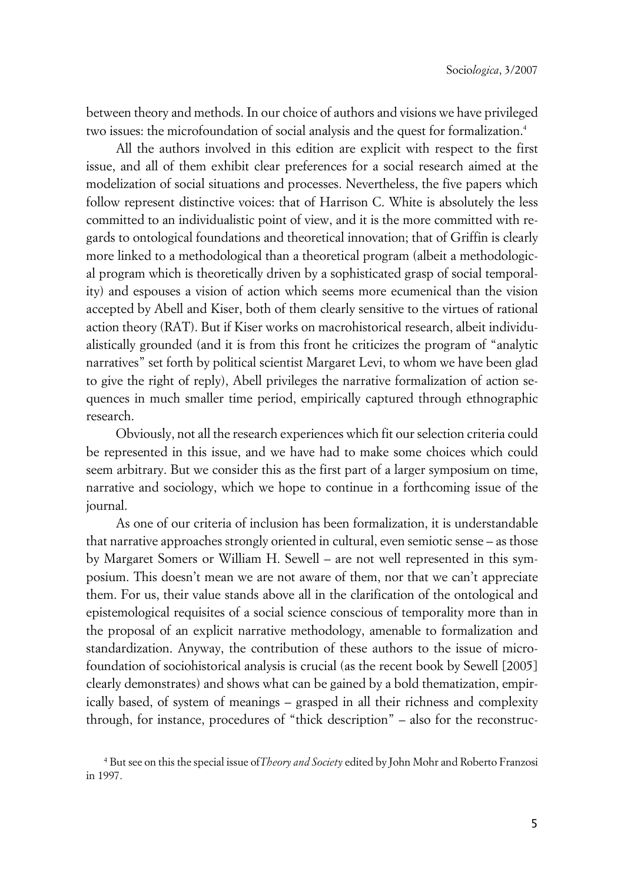between theory and methods. In our choice of authors and visions we have privileged two issues: the microfoundation of social analysis and the quest for formalization.[4]

All the authors involved in this edition are explicit with respect to the first issue, and all of them exhibit clear preferences for a social research aimed at the modelization of social situations and processes. Nevertheless, the five papers which follow represent distinctive voices: that of Harrison C. White is absolutely the less committed to an individualistic point of view, and it is the more committed with regards to ontological foundations and theoretical innovation; that of Griffin is clearly more linked to a methodological than a theoretical program (albeit a methodological program which is theoretically driven by a sophisticated grasp of social temporality) and espouses a vision of action which seems more ecumenical than the vision accepted by Abell and Kiser, both of them clearly sensitive to the virtues of rational action theory (RAT). But if Kiser works on macrohistorical research, albeit individualistically grounded (and it is from this front he criticizes the program of "analytic narratives" set forth by political scientist Margaret Levi, to whom we have been glad to give the right of reply), Abell privileges the narrative formalization of action sequences in much smaller time period, empirically captured through ethnographic research.

Obviously, not all the research experiences which fit our selection criteria could be represented in this issue, and we have had to make some choices which could seem arbitrary. But we consider this as the first part of a larger symposium on time, narrative and sociology, which we hope to continue in a forthcoming issue of the journal.

As one of our criteria of inclusion has been formalization, it is understandable that narrative approaches strongly oriented in cultural, even semiotic sense – as those by Margaret Somers or William H. Sewell – are not well represented in this symposium. This doesn't mean we are not aware of them, nor that we can't appreciate them. For us, their value stands above all in the clarification of the ontological and epistemological requisites of a social science conscious of temporality more than in the proposal of an explicit narrative methodology, amenable to formalization and standardization. Anyway, the contribution of these authors to the issue of microfoundation of sociohistorical analysis is crucial (as the recent book by Sewell [2005] clearly demonstrates) and shows what can be gained by a bold thematization, empirically based, of system of meanings – grasped in all their richness and complexity through, for instance, procedures of "thick description" – also for the reconstruc-

[4] But see on this the special issue of *Theory and Society* edited by John Mohr and Roberto Franzosi in 1997.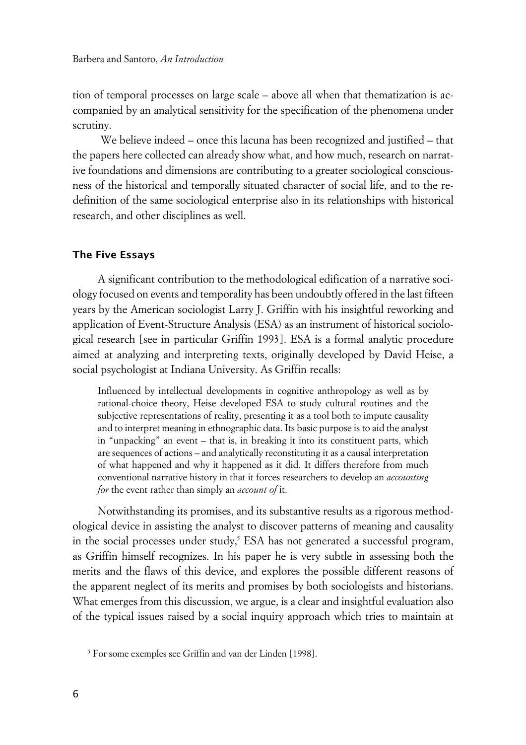tion of temporal processes on large scale – above all when that thematization is accompanied by an analytical sensitivity for the specification of the phenomena under scrutiny.

We believe indeed – once this lacuna has been recognized and justified – that the papers here collected can already show what, and how much, research on narrative foundations and dimensions are contributing to a greater sociological consciousness of the historical and temporally situated character of social life, and to the redefinition of the same sociological enterprise also in its relationships with historical research, and other disciplines as well.

## The Five Essays

A significant contribution to the methodological edification of a narrative sociology focused on events and temporality has been undoubtly offered in the last fifteen years by the American sociologist Larry J. Griffin with his insightful reworking and application of Event-Structure Analysis (ESA) as an instrument of historical sociological research [see in particular Griffin 1993]. ESA is a formal analytic procedure aimed at analyzing and interpreting texts, originally developed by David Heise, a social psychologist at Indiana University. As Griffin recalls:

> Influenced by intellectual developments in cognitive anthropology as well as by rational-choice theory, Heise developed ESA to study cultural routines and the subjective representations of reality, presenting it as a tool both to impute causality and to interpret meaning in ethnographic data. Its basic purpose is to aid the analyst in "unpacking" an event – that is, in breaking it into its constituent parts, which are sequences of actions – and analytically reconstituting it as a causal interpretation of what happened and why it happened as it did. It differs therefore from much conventional narrative history in that it forces researchers to develop an *accounting for* the event rather than simply an *account of* it.

Notwithstanding its promises, and its substantive results as a rigorous methodological device in assisting the analyst to discover patterns of meaning and causality in the social processes under study,[5] ESA has not generated a successful program, as Griffin himself recognizes. In his paper he is very subtle in assessing both the merits and the flaws of this device, and explores the possible different reasons of the apparent neglect of its merits and promises by both sociologists and historians. What emerges from this discussion, we argue, is a clear and insightful evaluation also of the typical issues raised by a social inquiry approach which tries to maintain at

[5] For some exemples see Griffin and van der Linden [1998].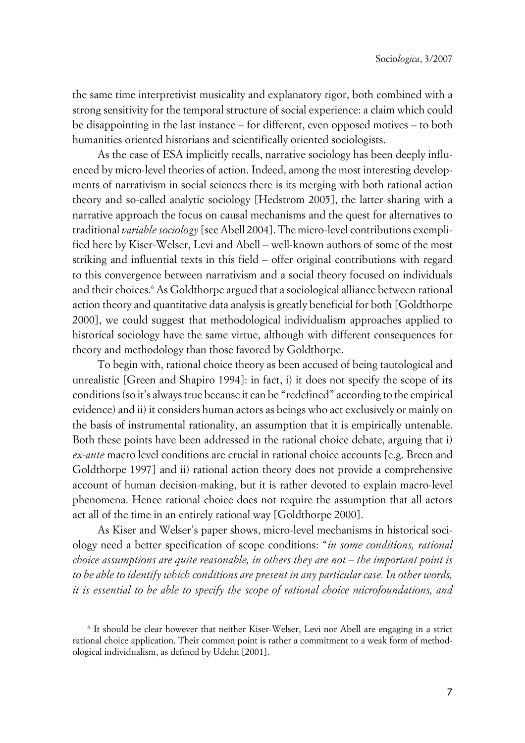the same time interpretivist musicality and explanatory rigor, both combined with a strong sensitivity for the temporal structure of social experience: a claim which could be disappointing in the last instance – for different, even opposed motives – to both humanities oriented historians and scientifically oriented sociologists.

As the case of ESA implicitly recalls, narrative sociology has been deeply influenced by micro-level theories of action. Indeed, among the most interesting developments of narrativism in social sciences there is its merging with both rational action theory and so-called analytic sociology [Hedstrom 2005], the latter sharing with a narrative approach the focus on causal mechanisms and the quest for alternatives to traditional *variable sociology* [see Abell 2004]. The micro-level contributions exemplified here by Kiser-Welser, Levi and Abell – well-known authors of some of the most striking and influential texts in this field – offer original contributions with regard to this convergence between narrativism and a social theory focused on individuals and their choices.[6] As Goldthorpe argued that a sociological alliance between rational action theory and quantitative data analysis is greatly beneficial for both [Goldthorpe 2000], we could suggest that methodological individualism approaches applied to historical sociology have the same virtue, although with different consequences for theory and methodology than those favored by Goldthorpe.

To begin with, rational choice theory as been accused of being tautological and unrealistic [Green and Shapiro 1994]: in fact, i) it does not specify the scope of its conditions (so it's always true because it can be "redefined" according to the empirical evidence) and ii) it considers human actors as beings who act exclusively or mainly on the basis of instrumental rationality, an assumption that it is empirically untenable. Both these points have been addressed in the rational choice debate, arguing that i) *ex-ante* macro level conditions are crucial in rational choice accounts [e.g. Breen and Goldthorpe 1997] and ii) rational action theory does not provide a comprehensive account of human decision-making, but it is rather devoted to explain macro-level phenomena. Hence rational choice does not require the assumption that all actors act all of the time in an entirely rational way [Goldthorpe 2000].

As Kiser and Welser's paper shows, micro-level mechanisms in historical sociology need a better specification of scope conditions: "*in some conditions, rational choice assumptions are quite reasonable, in others they are not – the important point is to be able to identify which conditions are present in any particular case. In other words, it is essential to be able to specify the scope of rational choice microfoundations, and*

[6] It should be clear however that neither Kiser-Welser, Levi nor Abell are engaging in a strict rational choice application. Their common point is rather a commitment to a weak form of methodological individualism, as defined by Udehn [2001].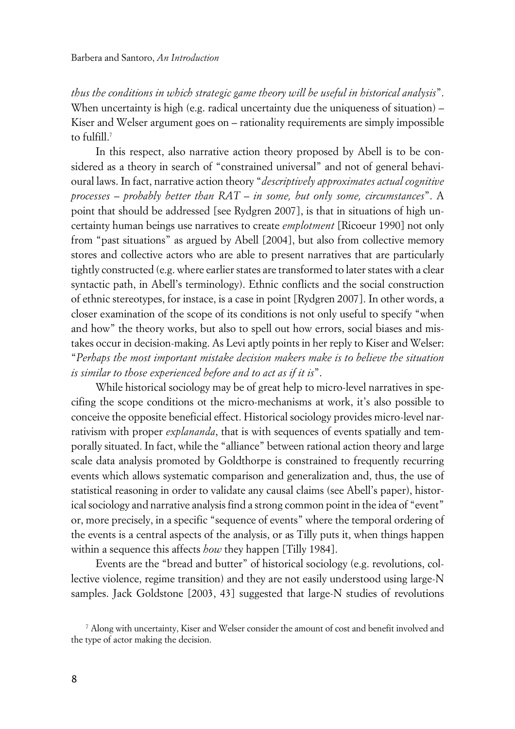*thus the conditions in which strategic game theory will be useful in historical analysis*". When uncertainty is high (e.g. radical uncertainty due the uniqueness of situation) – Kiser and Welser argument goes on – rationality requirements are simply impossible to fulfill.[7]

In this respect, also narrative action theory proposed by Abell is to be considered as a theory in search of "constrained universal" and not of general behavioural laws. In fact, narrative action theory "*descriptively approximates actual cognitive processes – probably better than RAT – in some, but only some, circumstances*". A point that should be addressed [see Rydgren 2007], is that in situations of high uncertainty human beings use narratives to create *emplotment* [Ricoeur 1990] not only from "past situations" as argued by Abell [2004], but also from collective memory stores and collective actors who are able to present narratives that are particularly tightly constructed (e.g. where earlier states are transformed to later states with a clear syntactic path, in Abell's terminology). Ethnic conflicts and the social construction of ethnic stereotypes, for instace, is a case in point [Rydgren 2007]. In other words, a closer examination of the scope of its conditions is not only useful to specify "when and how" the theory works, but also to spell out how errors, social biases and mistakes occur in decision-making. As Levi aptly points in her reply to Kiser and Welser: "*Perhaps the most important mistake decision makers make is to believe the situation is similar to those experienced before and to act as if it is*".

While historical sociology may be of great help to micro-level narratives in specifing the scope conditions ot the micro-mechanisms at work, it's also possible to conceive the opposite beneficial effect. Historical sociology provides micro-level narrativism with proper *explananda*, that is with sequences of events spatially and temporally situated. In fact, while the "alliance" between rational action theory and large scale data analysis promoted by Goldthorpe is constrained to frequently recurring events which allows systematic comparison and generalization and, thus, the use of statistical reasoning in order to validate any causal claims (see Abell's paper), historical sociology and narrative analysis find a strong common point in the idea of "event" or, more precisely, in a specific "sequence of events" where the temporal ordering of the events is a central aspects of the analysis, or as Tilly puts it, when things happen within a sequence this affects *how* they happen [Tilly 1984].

Events are the "bread and butter" of historical sociology (e.g. revolutions, collective violence, regime transition) and they are not easily understood using large-N samples. Jack Goldstone [2003, 43] suggested that large-N studies of revolutions

[7] Along with uncertainty, Kiser and Welser consider the amount of cost and benefit involved and the type of actor making the decision.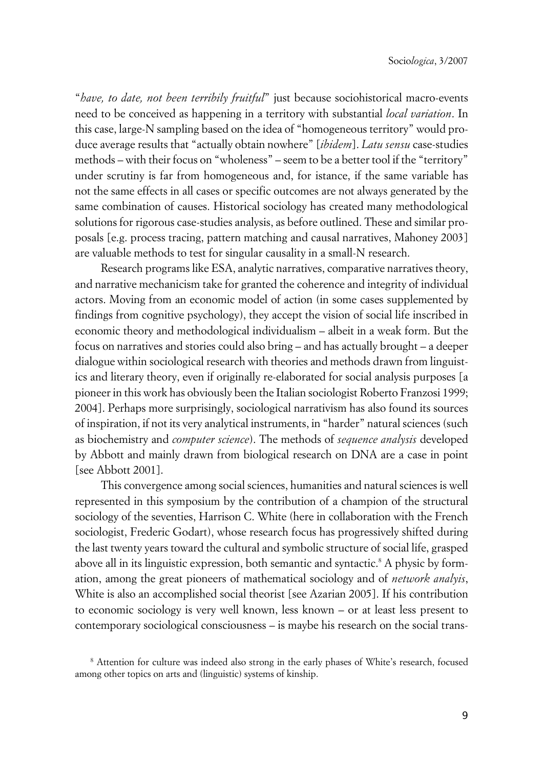"*have, to date, not been terribily fruitful*" just because sociohistorical macro-events need to be conceived as happening in a territory with substantial *local variation*. In this case, large-N sampling based on the idea of "homogeneous territory" would produce average results that "actually obtain nowhere" [*ibidem*]. *Latu sensu* case-studies methods – with their focus on "wholeness" – seem to be a better tool if the "territory" under scrutiny is far from homogeneous and, for istance, if the same variable has not the same effects in all cases or specific outcomes are not always generated by the same combination of causes. Historical sociology has created many methodological solutions for rigorous case-studies analysis, as before outlined. These and similar proposals [e.g. process tracing, pattern matching and causal narratives, Mahoney 2003] are valuable methods to test for singular causality in a small-N research.

Research programs like ESA, analytic narratives, comparative narratives theory, and narrative mechanicism take for granted the coherence and integrity of individual actors. Moving from an economic model of action (in some cases supplemented by findings from cognitive psychology), they accept the vision of social life inscribed in economic theory and methodological individualism – albeit in a weak form. But the focus on narratives and stories could also bring – and has actually brought – a deeper dialogue within sociological research with theories and methods drawn from linguistics and literary theory, even if originally re-elaborated for social analysis purposes [a pioneer in this work has obviously been the Italian sociologist Roberto Franzosi 1999; 2004]. Perhaps more surprisingly, sociological narrativism has also found its sources of inspiration, if not its very analytical instruments, in "harder" natural sciences (such as biochemistry and *computer science*). The methods of *sequence analysis* developed by Abbott and mainly drawn from biological research on DNA are a case in point [see Abbott 2001].

This convergence among social sciences, humanities and natural sciences is well represented in this symposium by the contribution of a champion of the structural sociology of the seventies, Harrison C. White (here in collaboration with the French sociologist, Frederic Godart), whose research focus has progressively shifted during the last twenty years toward the cultural and symbolic structure of social life, grasped above all in its linguistic expression, both semantic and syntactic.[8] A physic by formation, among the great pioneers of mathematical sociology and of *network analyis*, White is also an accomplished social theorist [see Azarian 2005]. If his contribution to economic sociology is very well known, less known – or at least less present to contemporary sociological consciousness – is maybe his research on the social trans-

[8] Attention for culture was indeed also strong in the early phases of White's research, focused among other topics on arts and (linguistic) systems of kinship.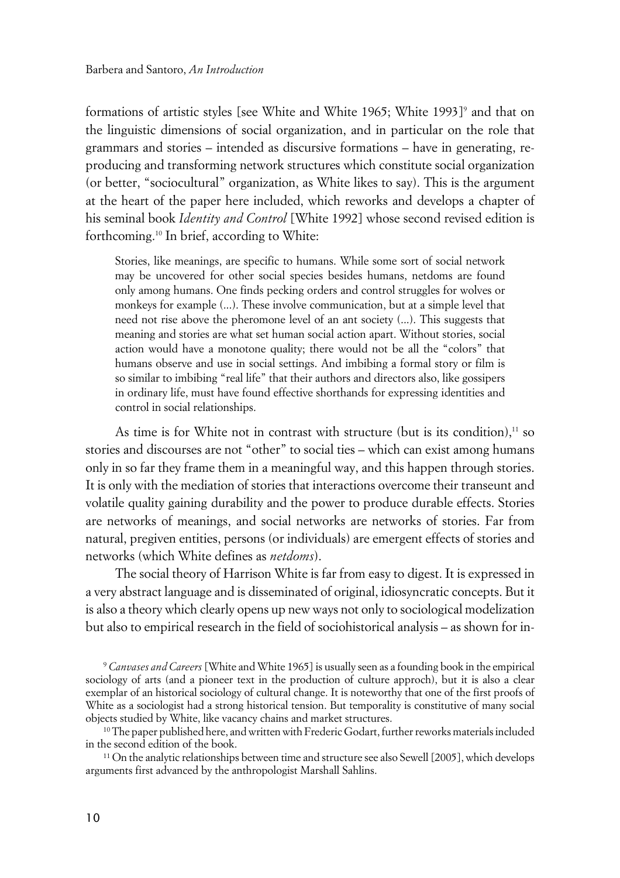formations of artistic styles [see White and White 1965; White 1993][9] and that on the linguistic dimensions of social organization, and in particular on the role that grammars and stories – intended as discursive formations – have in generating, reproducing and transforming network structures which constitute social organization (or better, "sociocultural" organization, as White likes to say). This is the argument at the heart of the paper here included, which reworks and develops a chapter of his seminal book *Identity and Control* [White 1992] whose second revised edition is forthcoming.[10] In brief, according to White:

> Stories, like meanings, are specific to humans. While some sort of social network may be uncovered for other social species besides humans, netdoms are found only among humans. One finds pecking orders and control struggles for wolves or monkeys for example (...). These involve communication, but at a simple level that need not rise above the pheromone level of an ant society (...). This suggests that meaning and stories are what set human social action apart. Without stories, social action would have a monotone quality; there would not be all the "colors" that humans observe and use in social settings. And imbibing a formal story or film is so similar to imbibing "real life" that their authors and directors also, like gossipers in ordinary life, must have found effective shorthands for expressing identities and control in social relationships.

As time is for White not in contrast with structure (but is its condition),[11] so stories and discourses are not "other" to social ties – which can exist among humans only in so far they frame them in a meaningful way, and this happen through stories. It is only with the mediation of stories that interactions overcome their transeunt and volatile quality gaining durability and the power to produce durable effects. Stories are networks of meanings, and social networks are networks of stories. Far from natural, pregiven entities, persons (or individuals) are emergent effects of stories and networks (which White defines as *netdoms*).

The social theory of Harrison White is far from easy to digest. It is expressed in a very abstract language and is disseminated of original, idiosyncratic concepts. But it is also a theory which clearly opens up new ways not only to sociological modelization but also to empirical research in the field of sociohistorical analysis – as shown for in-

[9] *Canvases and Careers* [White and White 1965] is usually seen as a founding book in the empirical sociology of arts (and a pioneer text in the production of culture approch), but it is also a clear exemplar of an historical sociology of cultural change. It is noteworthy that one of the first proofs of White as a sociologist had a strong historical tension. But temporality is constitutive of many social objects studied by White, like vacancy chains and market structures.

[10] The paper published here, and written with Frederic Godart, further reworks materials included in the second edition of the book.

[11] On the analytic relationships between time and structure see also Sewell [2005], which develops arguments first advanced by the anthropologist Marshall Sahlins.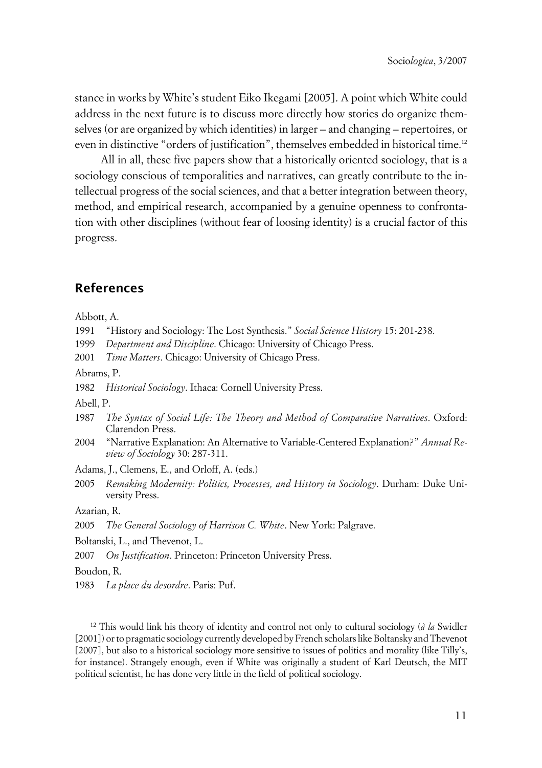stance in works by White's student Eiko Ikegami [2005]. A point which White could address in the next future is to discuss more directly how stories do organize themselves (or are organized by which identities) in larger – and changing – repertoires, or even in distinctive "orders of justification", themselves embedded in historical time.[12]

All in all, these five papers show that a historically oriented sociology, that is a sociology conscious of temporalities and narratives, can greatly contribute to the intellectual progress of the social sciences, and that a better integration between theory, method, and empirical research, accompanied by a genuine openness to confrontation with other disciplines (without fear of loosing identity) is a crucial factor of this progress.

## References

Abbott, A.

1991 "History and Sociology: The Lost Synthesis." *Social Science History* 15: 201-238.

1999 *Department and Discipline*. Chicago: University of Chicago Press.

2001 *Time Matters*. Chicago: University of Chicago Press.

Abrams, P.

1982 *Historical Sociology*. Ithaca: Cornell University Press.

Abell, P.

1987 *The Syntax of Social Life: The Theory and Method of Comparative Narratives*. Oxford: Clarendon Press.

2004 "Narrative Explanation: An Alternative to Variable-Centered Explanation?" *Annual Review of Sociology* 30: 287-311.

Adams, J., Clemens, E., and Orloff, A. (eds.)

2005 *Remaking Modernity: Politics, Processes, and History in Sociology*. Durham: Duke University Press.

Azarian, R.

2005 *The General Sociology of Harrison C. White*. New York: Palgrave.

Boltanski, L., and Thevenot, L.

2007 *On Justification*. Princeton: Princeton University Press.

Boudon, R.

1983 *La place du desordre*. Paris: Puf.

[12] This would link his theory of identity and control not only to cultural sociology (*à la* Swidler [2001]) or to pragmatic sociology currently developed by French scholars like Boltansky and Thevenot [2007], but also to a historical sociology more sensitive to issues of politics and morality (like Tilly's, for instance). Strangely enough, even if White was originally a student of Karl Deutsch, the MIT political scientist, he has done very little in the field of political sociology.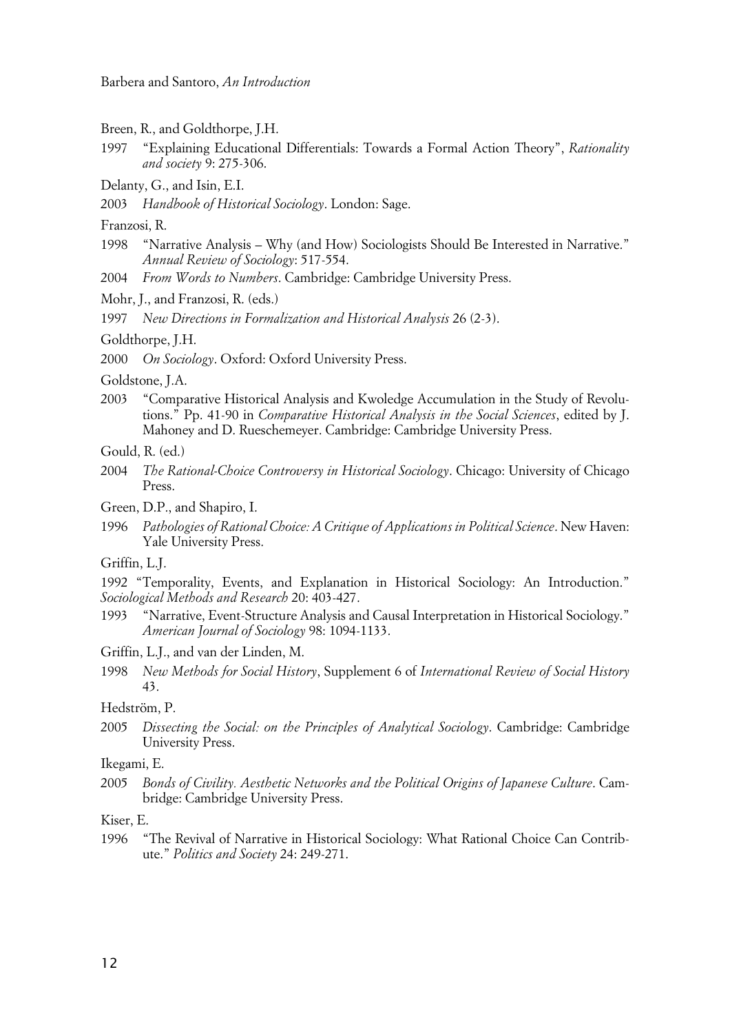Breen, R., and Goldthorpe, J.H.

1997 "Explaining Educational Differentials: Towards a Formal Action Theory", *Rationality and society* 9: 275-306.

Delanty, G., and Isin, E.I.

2003 *Handbook of Historical Sociology*. London: Sage.

Franzosi, R.

1998 "Narrative Analysis – Why (and How) Sociologists Should Be Interested in Narrative." *Annual Review of Sociology*: 517-554.

2004 *From Words to Numbers*. Cambridge: Cambridge University Press.

Mohr, J., and Franzosi, R. (eds.)

1997 *New Directions in Formalization and Historical Analysis* 26 (2-3).

Goldthorpe, J.H.

2000 *On Sociology*. Oxford: Oxford University Press.

Goldstone, J.A.

2003 "Comparative Historical Analysis and Kwoledge Accumulation in the Study of Revolutions." Pp. 41-90 in *Comparative Historical Analysis in the Social Sciences*, edited by J. Mahoney and D. Rueschemeyer. Cambridge: Cambridge University Press.

Gould, R. (ed.)

2004 *The Rational-Choice Controversy in Historical Sociology*. Chicago: University of Chicago Press.

Green, D.P., and Shapiro, I.

1996 *Pathologies of Rational Choice: A Critique of Applications in Political Science*. New Haven: Yale University Press.

Griffin, L.J.

1992 "Temporality, Events, and Explanation in Historical Sociology: An Introduction." *Sociological Methods and Research* 20: 403-427.

1993 "Narrative, Event-Structure Analysis and Causal Interpretation in Historical Sociology." *American Journal of Sociology* 98: 1094-1133.

Griffin, L.J., and van der Linden, M.

1998 *New Methods for Social History*, Supplement 6 of *International Review of Social History* 43.

Hedström, P.

2005 *Dissecting the Social: on the Principles of Analytical Sociology*. Cambridge: Cambridge University Press.

Ikegami, E.

2005 *Bonds of Civility. Aesthetic Networks and the Political Origins of Japanese Culture*. Cambridge: Cambridge University Press.

Kiser, E.

1996 "The Revival of Narrative in Historical Sociology: What Rational Choice Can Contribute." *Politics and Society* 24: 249-271.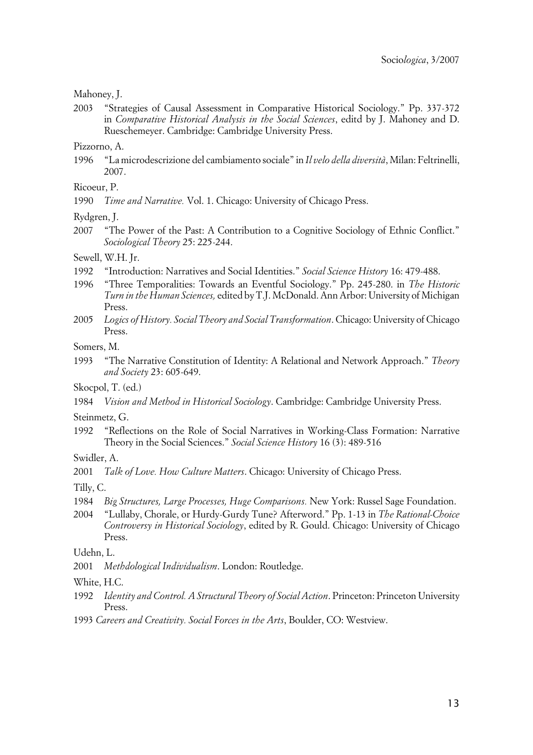Mahoney, J.

2003 "Strategies of Causal Assessment in Comparative Historical Sociology." Pp. 337-372 in *Comparative Historical Analysis in the Social Sciences*, editd by J. Mahoney and D. Rueschemeyer. Cambridge: Cambridge University Press.

Pizzorno, A.

1996 "La microdescrizione del cambiamento sociale" in *Il velo della diversità*, Milan: Feltrinelli, 2007.

Ricoeur, P.

1990 *Time and Narrative.* Vol. 1. Chicago: University of Chicago Press.

Rydgren, J.

2007 "The Power of the Past: A Contribution to a Cognitive Sociology of Ethnic Conflict." *Sociological Theory* 25: 225-244.

Sewell, W.H. Jr.

1992 "Introduction: Narratives and Social Identities." *Social Science History* 16: 479-488.

1996 "Three Temporalities: Towards an Eventful Sociology." Pp. 245-280. in *The Historic Turn in the Human Sciences,* edited by T.J. McDonald. Ann Arbor: University of Michigan Press.

2005 *Logics of History. Social Theory and Social Transformation*. Chicago: University of Chicago Press.

Somers, M.

1993 "The Narrative Constitution of Identity: A Relational and Network Approach." *Theory and Society* 23: 605-649.

Skocpol, T. (ed.)

1984 *Vision and Method in Historical Sociology*. Cambridge: Cambridge University Press.

Steinmetz, G.

1992 "Reflections on the Role of Social Narratives in Working-Class Formation: Narrative Theory in the Social Sciences." *Social Science History* 16 (3): 489-516

Swidler, A.

2001 *Talk of Love. How Culture Matters*. Chicago: University of Chicago Press.

Tilly, C.

1984 *Big Structures, Large Processes, Huge Comparisons.* New York: Russel Sage Foundation.

2004 "Lullaby, Chorale, or Hurdy-Gurdy Tune? Afterword." Pp. 1-13 in *The Rational-Choice Controversy in Historical Sociology*, edited by R. Gould. Chicago: University of Chicago Press.

Udehn, L.

2001 *Methdological Individualism*. London: Routledge.

White, H.C.

1992 *Identity and Control. A Structural Theory of Social Action*. Princeton: Princeton University Press.

1993 *Careers and Creativity. Social Forces in the Arts*, Boulder, CO: Westview.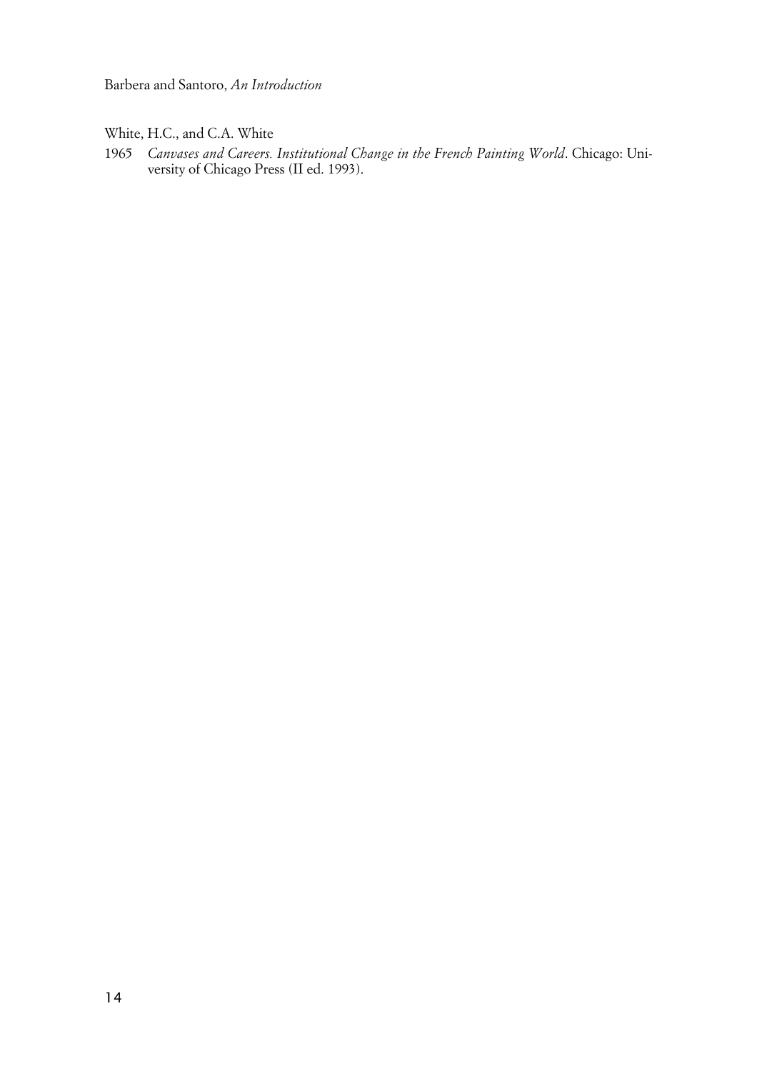White, H.C., and C.A. White

1965 *Canvases and Careers. Institutional Change in the French Painting World*. Chicago: University of Chicago Press (II ed. 1993).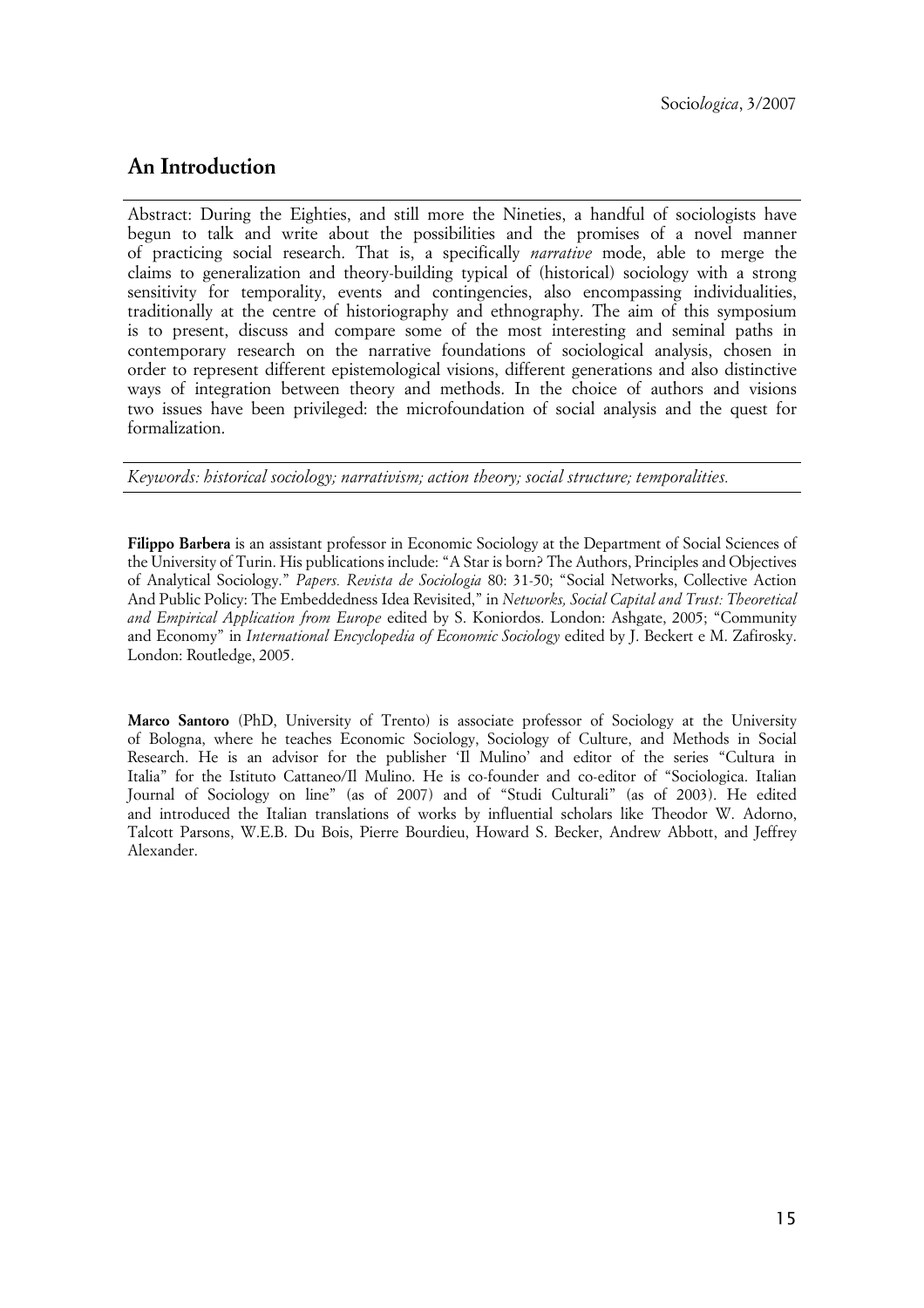## An Introduction

Abstract: During the Eighties, and still more the Nineties, a handful of sociologists have begun to talk and write about the possibilities and the promises of a novel manner of practicing social research. That is, a specifically *narrative* mode, able to merge the claims to generalization and theory-building typical of (historical) sociology with a strong sensitivity for temporality, events and contingencies, also encompassing individualities, traditionally at the centre of historiography and ethnography. The aim of this symposium is to present, discuss and compare some of the most interesting and seminal paths in contemporary research on the narrative foundations of sociological analysis, chosen in order to represent different epistemological visions, different generations and also distinctive ways of integration between theory and methods. In the choice of authors and visions two issues have been privileged: the microfoundation of social analysis and the quest for formalization.

*Keywords: historical sociology; narrativism; action theory; social structure; temporalities.*

**Filippo Barbera** is an assistant professor in Economic Sociology at the Department of Social Sciences of the University of Turin. His publications include: "A Star is born? The Authors, Principles and Objectives of Analytical Sociology." *Papers. Revista de Sociologia* 80: 31-50; "Social Networks, Collective Action And Public Policy: The Embeddedness Idea Revisited," in *Networks, Social Capital and Trust: Theoretical and Empirical Application from Europe* edited by S. Koniordos. London: Ashgate, 2005; "Community and Economy" in *International Encyclopedia of Economic Sociology* edited by J. Beckert e M. Zafirosky. London: Routledge, 2005.

**Marco Santoro** (PhD, University of Trento) is associate professor of Sociology at the University of Bologna, where he teaches Economic Sociology, Sociology of Culture, and Methods in Social Research. He is an advisor for the publisher 'Il Mulino' and editor of the series "Cultura in Italia" for the Istituto Cattaneo/Il Mulino. He is co-founder and co-editor of "Sociologica. Italian Journal of Sociology on line" (as of 2007) and of "Studi Culturali" (as of 2003). He edited and introduced the Italian translations of works by influential scholars like Theodor W. Adorno, Talcott Parsons, W.E.B. Du Bois, Pierre Bourdieu, Howard S. Becker, Andrew Abbott, and Jeffrey Alexander.